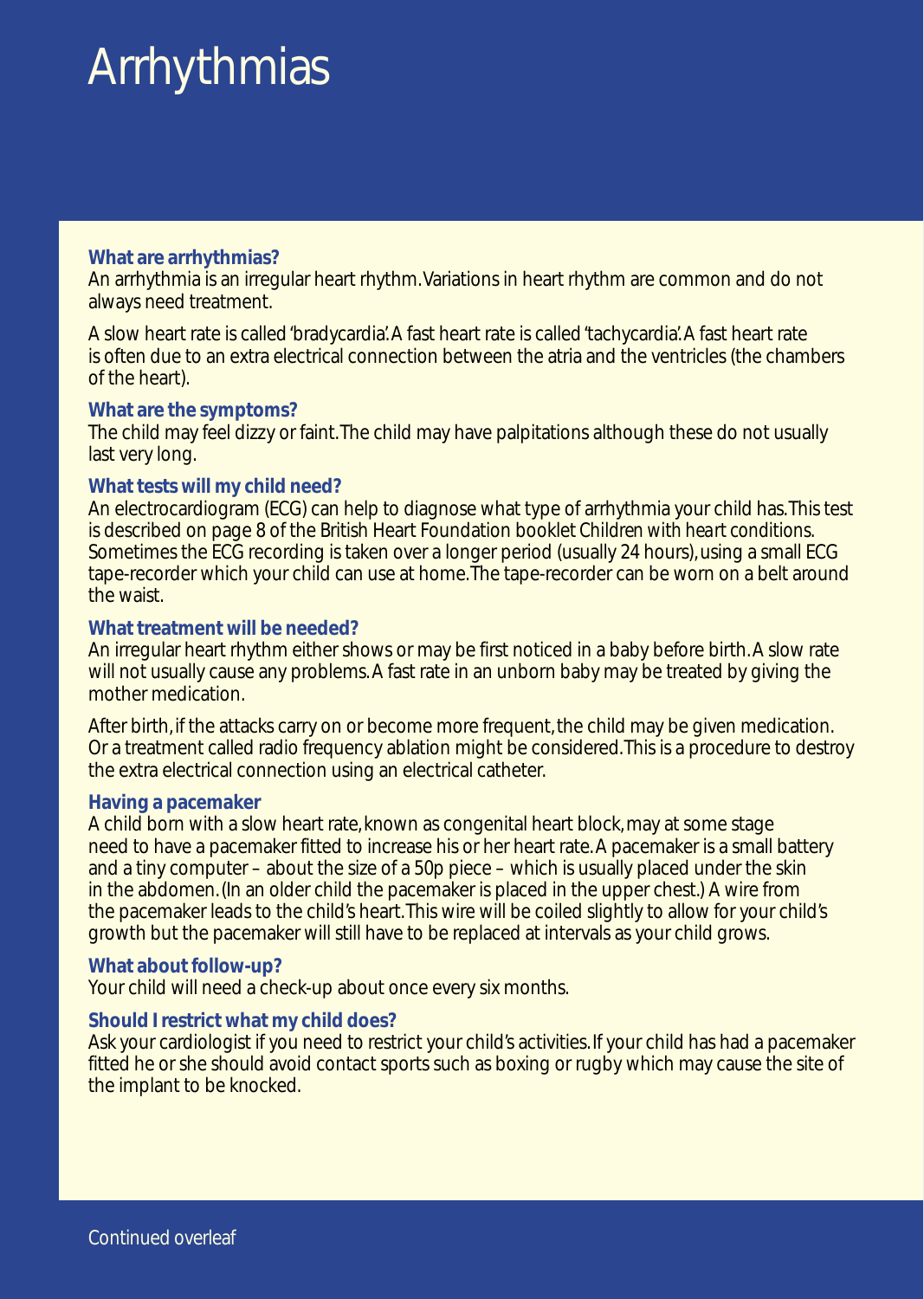# Arrhythmias

**What are arrhythmias?**

An arrhythmia is an irregular heart rhythm. Variations in heart rhythm are common and do not always need treatment.

A slow heart rate is called 'bradycardia'. A fast heart rate is called 'tachycardia'. A fast heart rate is often due to an extra electrical connection between the atria and the ventricles (the chambers of the heart).

**What are the symptoms?**

The child may feel dizzy or faint. The child may have palpitations although these do not usually last very long.

**What tests will my child need?**

An electrocardiogram (ECG) can help to diagnose what type of arrhythmia your child has. This test is described on page 8 of the British Heart Foundation booklet *Children with heart conditions*. Sometimes the ECG recording is taken over a longer period (usually 24 hours), using a small ECG tape-recorder which your child can use at home. The tape-recorder can be worn on a belt around the waist.

**What treatment will be needed?**

An irregular heart rhythm either shows or may be first noticed in a baby before birth. A slow rate will not usually cause any problems. A fast rate in an unborn baby may be treated by giving the mother medication.

After birth, if the attacks carry on or become more frequent, the child may be given medication. Or a treatment called radio frequency ablation might be considered. This is a procedure to destroy the extra electrical connection using an electrical catheter.

**Having a pacemaker**

A child born with a slow heart rate, known as congenital heart block, may at some stage need to have a pacemaker fitted to increase his or her heart rate. A pacemaker is a small battery and a tiny computer – about the size of a 50p piece – which is usually placed under the skin in the abdomen. (In an older child the pacemaker is placed in the upper chest.) A wire from the pacemaker leads to the child's heart. This wire will be coiled slightly to allow for your child's growth but the pacemaker will still have to be replaced at intervals as your child grows.

**What about follow-up?**

Your child will need a check-up about once every six months.

**Should I restrict what my child does?**

Ask your cardiologist if you need to restrict your child's activities. If your child has had a pacemaker fitted he or she should avoid contact sports such as boxing or rugby which may cause the site of the implant to be knocked.

Continued overleaf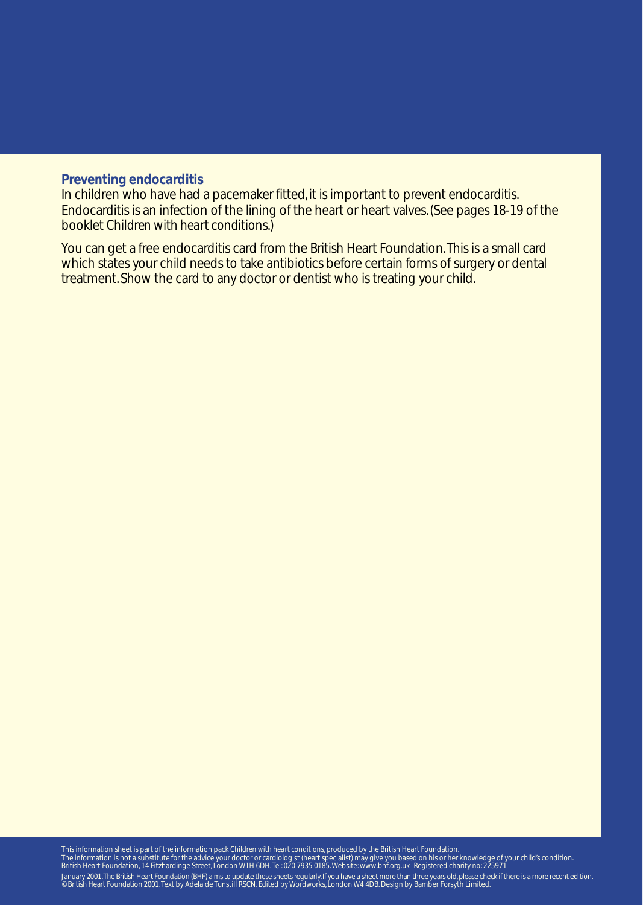## Preventing endocarditis

In children who have had a pacemaker fitted, it is important to prevent endocarditis. Endocarditis is an infection of the lining of the heart or heart valves. (See pages 18-19 of the booklet *Children with heart conditions*.)

You can get a free endocarditis card from the British Heart Foundation. This is a small card which states your child needs to take antibiotics before certain forms of surgery or dental treatment. Show the card to any doctor or dentist who is treating your child.

This information sheet is part of the information pack Children with heart conditions, produced by the British Heart Foundation.
The information is not a substitute for the advice your doctor or cardiologist (heart specialist) may give you based on his or her knowledge of your child's condition.
British Heart Foundation, 14 Fitzhardinge Street, London W1H 6DH. Tel: 020 7935 0185. Website: www.bhf.org.uk Registered charity no: 225971

January 2001. The British Heart Foundation (BHF) aims to update these sheets regularly. If you have a sheet more than three years old, please check if there is a more recent edition.
© British Heart Foundation 2001. Text by Adelaide Tunstill RSCN. Edited by Wordworks, London W4 4DB. Design by Bamber Forsyth Limited.